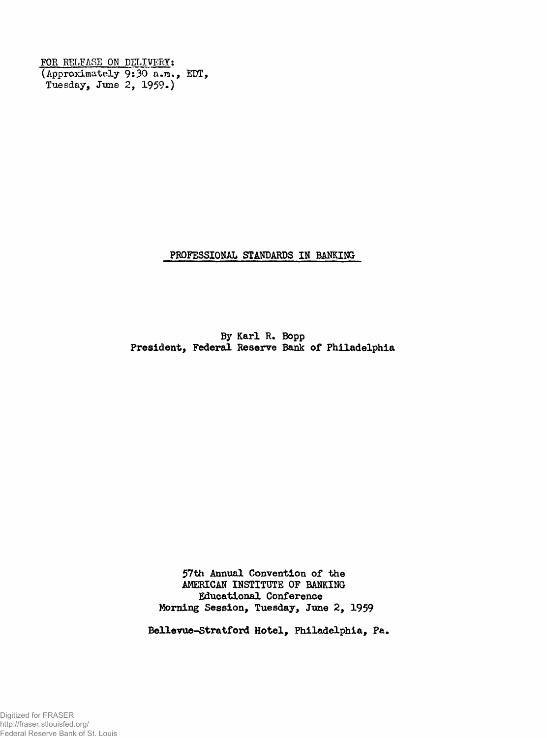FOR RELEASE ON DELIVERY:
(Approximately 9:30 a.m., EDT,
Tuesday, June 2, 1959.)

# PROFESSIONAL STANDARDS IN BANKING

By Karl R. Bopp
President, Federal Reserve Bank of Philadelphia

57th Annual Convention of the
AMERICAN INSTITUTE OF BANKING
Educational Conference
Morning Session, Tuesday, June 2, 1959

Bellevue-Stratford Hotel, Philadelphia, Pa.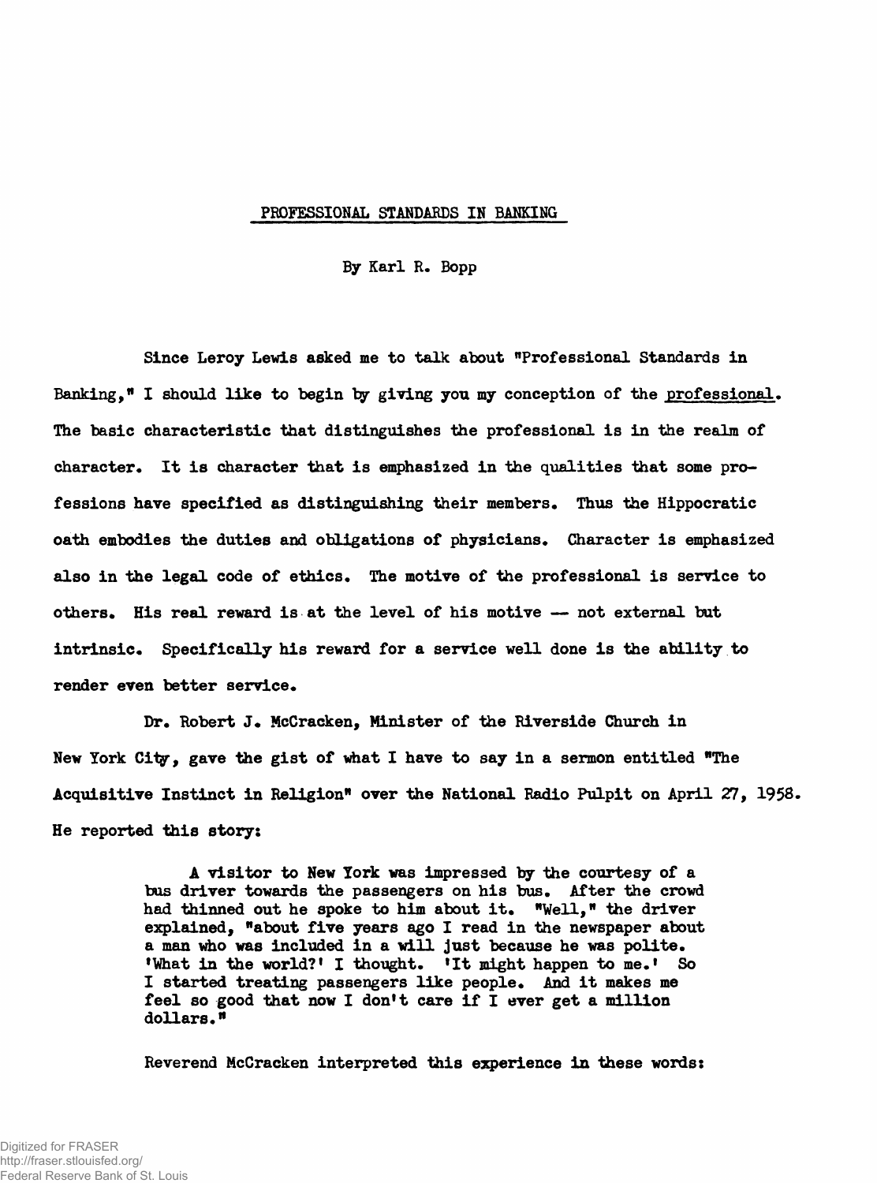## PROFESSIONAL STANDARDS IN BANKING

By Karl R. Bopp

Since Leroy Lewis asked me to talk about "Professional Standards in Banking," I should like to begin by giving you my conception of the professional. The basic characteristic that distinguishes the professional is in the realm of character. It is character that is emphasized in the qualities that some professions have specified as distinguishing their members. Thus the Hippocratic oath embodies the duties and obligations of physicians. Character is emphasized also in the legal code of ethics. The motive of the professional is service to others. His real reward is at the level of his motive — not external but intrinsic. Specifically his reward for a service well done is the ability to render even better service.

Dr. Robert J. McCracken, Minister of the Riverside Church in New York City, gave the gist of what I have to say in a sermon entitled "The Acquisitive Instinct in Religion" over the National Radio Pulpit on April 27, 1958. He reported this story:

> A visitor to New York was impressed by the courtesy of a bus driver towards the passengers on his bus. After the crowd had thinned out he spoke to him about it. "Well," the driver explained, "about five years ago I read in the newspaper about a man who was included in a will just because he was polite. 'What in the world?' I thought. 'It might happen to me.' So I started treating passengers like people. And it makes me feel so good that now I don't care if I ever get a million dollars."

Reverend McCracken interpreted this experience in these words: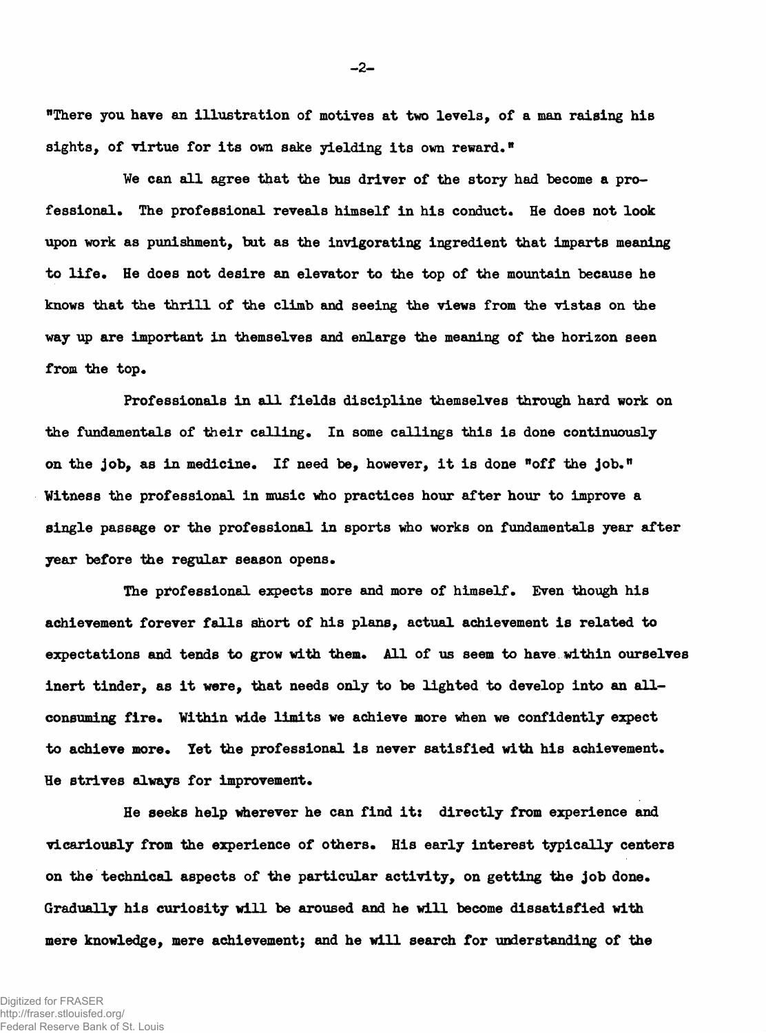"There you have an illustration of motives at two levels, of a man raising his sights, of virtue for its own sake yielding its own reward."

We can all agree that the bus driver of the story had become a professional. The professional reveals himself in his conduct. He does not look upon work as punishment, but as the invigorating ingredient that imparts meaning to life. He does not desire an elevator to the top of the mountain because he knows that the thrill of the climb and seeing the views from the vistas on the way up are important in themselves and enlarge the meaning of the horizon seen from the top.

Professionals in all fields discipline themselves through hard work on the fundamentals of their calling. In some callings this is done continuously on the job, as in medicine. If need be, however, it is done "off the job." Witness the professional in music who practices hour after hour to improve a single passage or the professional in sports who works on fundamentals year after year before the regular season opens.

The professional expects more and more of himself. Even though his achievement forever falls short of his plans, actual achievement is related to expectations and tends to grow with them. All of us seem to have within ourselves inert tinder, as it were, that needs only to be lighted to develop into an all-consuming fire. Within wide limits we achieve more when we confidently expect to achieve more. Yet the professional is never satisfied with his achievement. He strives always for improvement.

He seeks help wherever he can find it: directly from experience and vicariously from the experience of others. His early interest typically centers on the technical aspects of the particular activity, on getting the job done. Gradually his curiosity will be aroused and he will become dissatisfied with mere knowledge, mere achievement; and he will search for understanding of the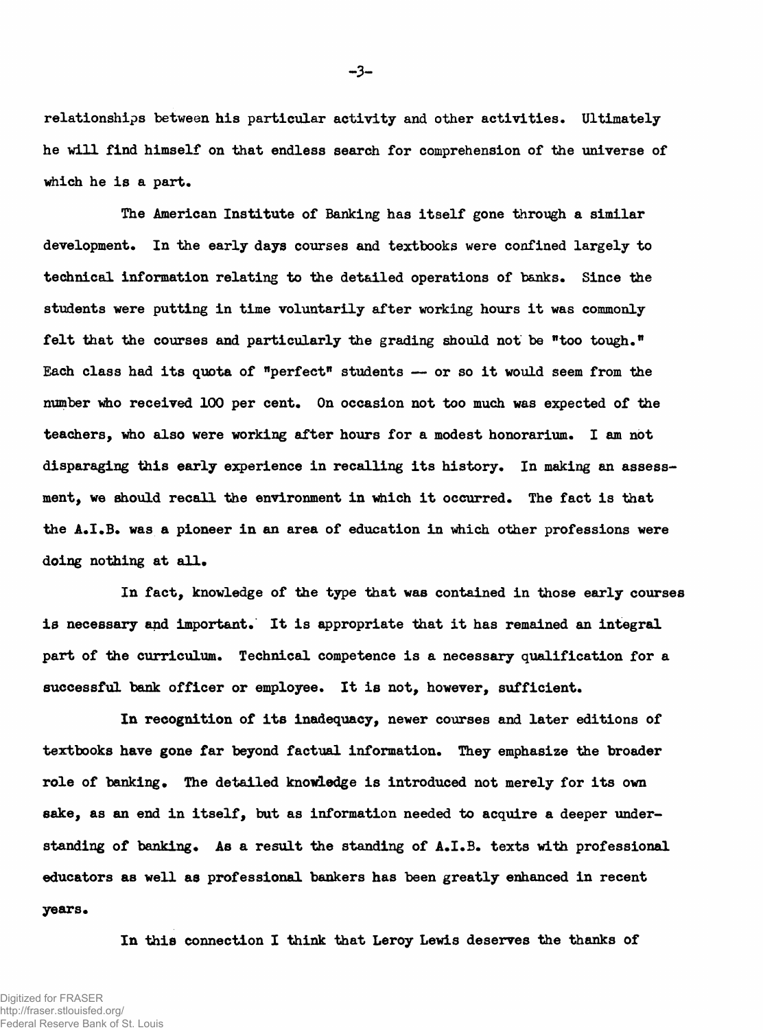relationships between his particular activity and other activities. Ultimately he will find himself on that endless search for comprehension of the universe of which he is a part.

The American Institute of Banking has itself gone through a similar development. In the early days courses and textbooks were confined largely to technical information relating to the detailed operations of banks. Since the students were putting in time voluntarily after working hours it was commonly felt that the courses and particularly the grading should not be "too tough." Each class had its quota of "perfect" students — or so it would seem from the number who received 100 per cent. On occasion not too much was expected of the teachers, who also were working after hours for a modest honorarium. I am not disparaging this early experience in recalling its history. In making an assessment, we should recall the environment in which it occurred. The fact is that the A.I.B. was a pioneer in an area of education in which other professions were doing nothing at all.

In fact, knowledge of the type that was contained in those early courses is necessary and important. It is appropriate that it has remained an integral part of the curriculum. Technical competence is a necessary qualification for a successful bank officer or employee. It is not, however, sufficient.

In recognition of its inadequacy, newer courses and later editions of textbooks have gone far beyond factual information. They emphasize the broader role of banking. The detailed knowledge is introduced not merely for its own sake, as an end in itself, but as information needed to acquire a deeper understanding of banking. As a result the standing of A.I.B. texts with professional educators as well as professional bankers has been greatly enhanced in recent years.

In this connection I think that Leroy Lewis deserves the thanks of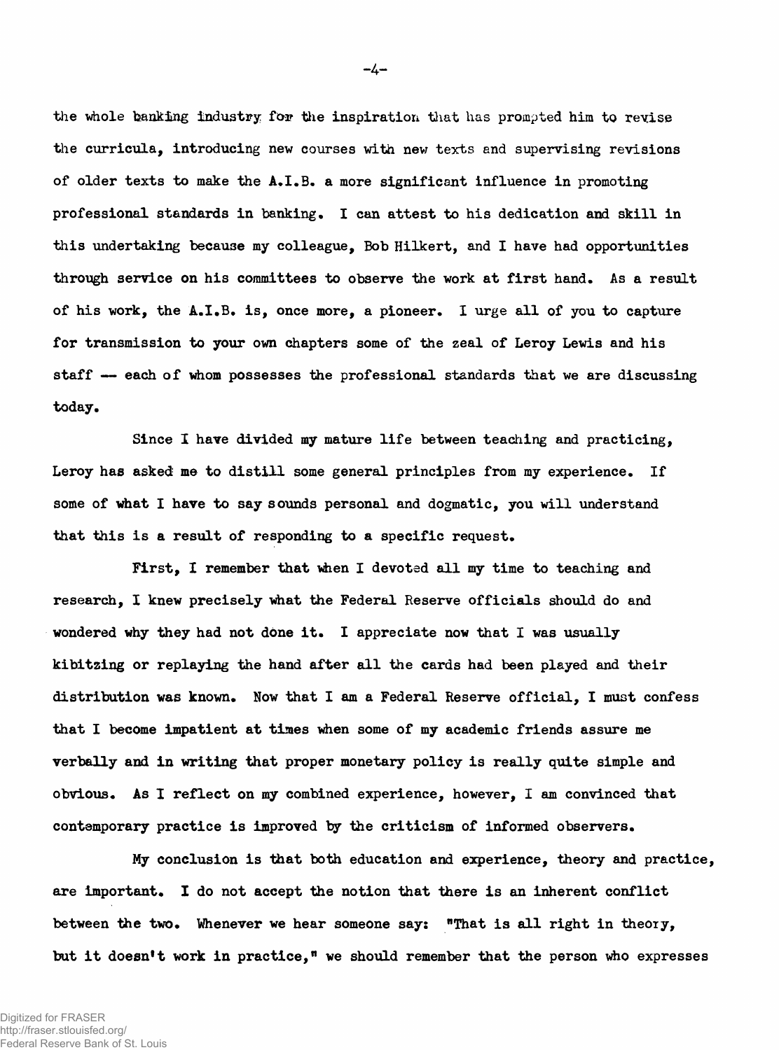the whole banking industry for the inspiration that has prompted him to revise the curricula, introducing new courses with new texts and supervising revisions of older texts to make the A.I.B. a more significant influence in promoting professional standards in banking. I can attest to his dedication and skill in this undertaking because my colleague, Bob Hilkert, and I have had opportunities through service on his committees to observe the work at first hand. As a result of his work, the A.I.B. is, once more, a pioneer. I urge all of you to capture for transmission to your own chapters some of the zeal of Leroy Lewis and his staff -- each of whom possesses the professional standards that we are discussing today.

Since I have divided my mature life between teaching and practicing, Leroy has asked me to distill some general principles from my experience. If some of what I have to say sounds personal and dogmatic, you will understand that this is a result of responding to a specific request.

First, I remember that when I devoted all my time to teaching and research, I knew precisely what the Federal Reserve officials should do and wondered why they had not done it. I appreciate now that I was usually kibitzing or replaying the hand after all the cards had been played and their distribution was known. Now that I am a Federal Reserve official, I must confess that I become impatient at times when some of my academic friends assure me verbally and in writing that proper monetary policy is really quite simple and obvious. As I reflect on my combined experience, however, I am convinced that contemporary practice is improved by the criticism of informed observers.

My conclusion is that both education and experience, theory and practice, are important. I do not accept the notion that there is an inherent conflict between the two. Whenever we hear someone say: "That is all right in theory, but it doesn't work in practice," we should remember that the person who expresses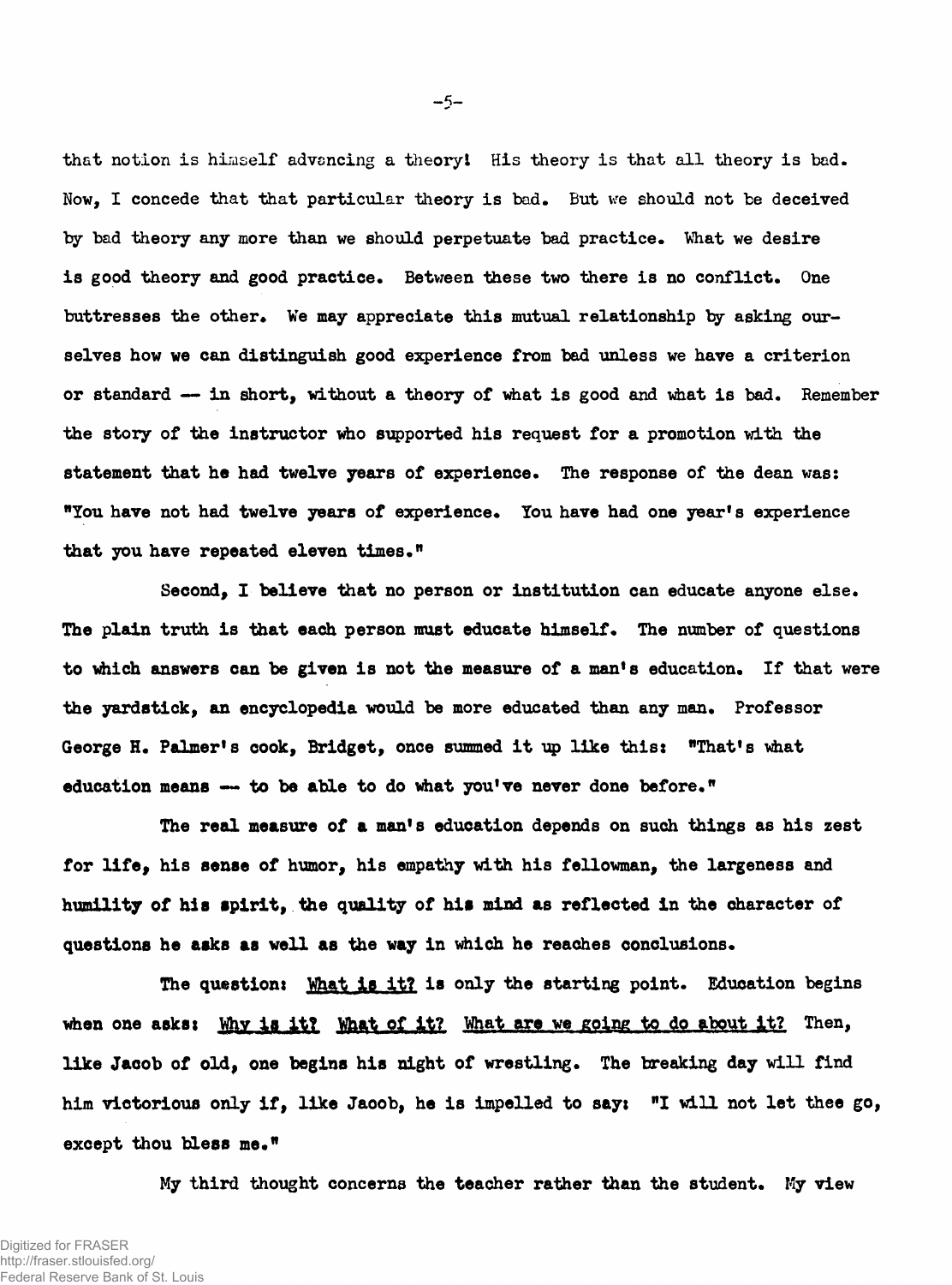that notion is himself advancing a theory! His theory is that all theory is bad. Now, I concede that that particular theory is bad. But we should not be deceived by bad theory any more than we should perpetuate bad practice. What we desire is good theory and good practice. Between these two there is no conflict. One buttresses the other. We may appreciate this mutual relationship by asking ourselves how we can distinguish good experience from bad unless we have a criterion or standard — in short, without a theory of what is good and what is bad. Remember the story of the instructor who supported his request for a promotion with the statement that he had twelve years of experience. The response of the dean was: "You have not had twelve years of experience. You have had one year's experience that you have repeated eleven times."

Second, I believe that no person or institution can educate anyone else. The plain truth is that each person must educate himself. The number of questions to which answers can be given is not the measure of a man's education. If that were the yardstick, an encyclopedia would be more educated than any man. Professor George H. Palmer's cook, Bridget, once summed it up like this: "That's what education means — to be able to do what you've never done before."

The real measure of a man's education depends on such things as his zest for life, his sense of humor, his empathy with his fellowman, the largeness and humility of his spirit, the quality of his mind as reflected in the character of questions he asks as well as the way in which he reaches conclusions.

The question: <u>What is it?</u> is only the starting point. Education begins when one asks: <u>Why is it?</u> <u>What of it?</u> <u>What are we going to do about it?</u> Then, like Jacob of old, one begins his night of wrestling. The breaking day will find him victorious only if, like Jacob, he is impelled to say: "I will not let thee go, except thou bless me."

My third thought concerns the teacher rather than the student. My view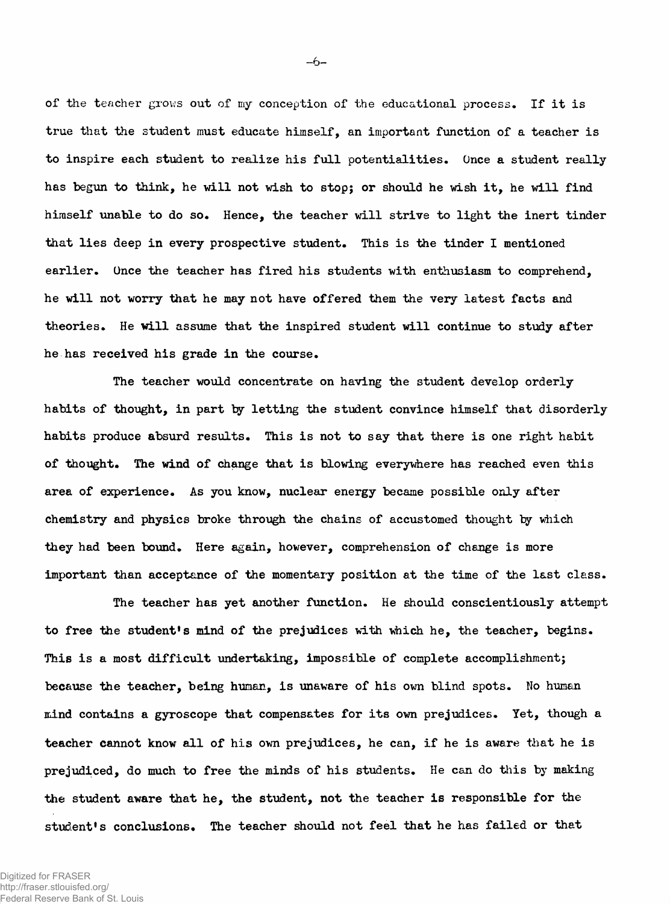of the teacher grows out of my conception of the educational process. If it is true that the student must educate himself, an important function of a teacher is to inspire each student to realize his full potentialities. Once a student really has begun to think, he will not wish to stop; or should he wish it, he will find himself unable to do so. Hence, the teacher will strive to light the inert tinder that lies deep in every prospective student. This is the tinder I mentioned earlier. Once the teacher has fired his students with enthusiasm to comprehend, he will not worry that he may not have offered them the very latest facts and theories. He will assume that the inspired student will continue to study after he has received his grade in the course.

The teacher would concentrate on having the student develop orderly habits of thought, in part by letting the student convince himself that disorderly habits produce absurd results. This is not to say that there is one right habit of thought. The wind of change that is blowing everywhere has reached even this area of experience. As you know, nuclear energy became possible only after chemistry and physics broke through the chains of accustomed thought by which they had been bound. Here again, however, comprehension of change is more important than acceptance of the momentary position at the time of the last class.

The teacher has yet another function. He should conscientiously attempt to free the student's mind of the prejudices with which he, the teacher, begins. This is a most difficult undertaking, impossible of complete accomplishment; because the teacher, being human, is unaware of his own blind spots. No human mind contains a gyroscope that compensates for its own prejudices. Yet, though a teacher cannot know all of his own prejudices, he can, if he is aware that he is prejudiced, do much to free the minds of his students. He can do this by making the student aware that he, the student, not the teacher is responsible for the student's conclusions. The teacher should not feel that he has failed or that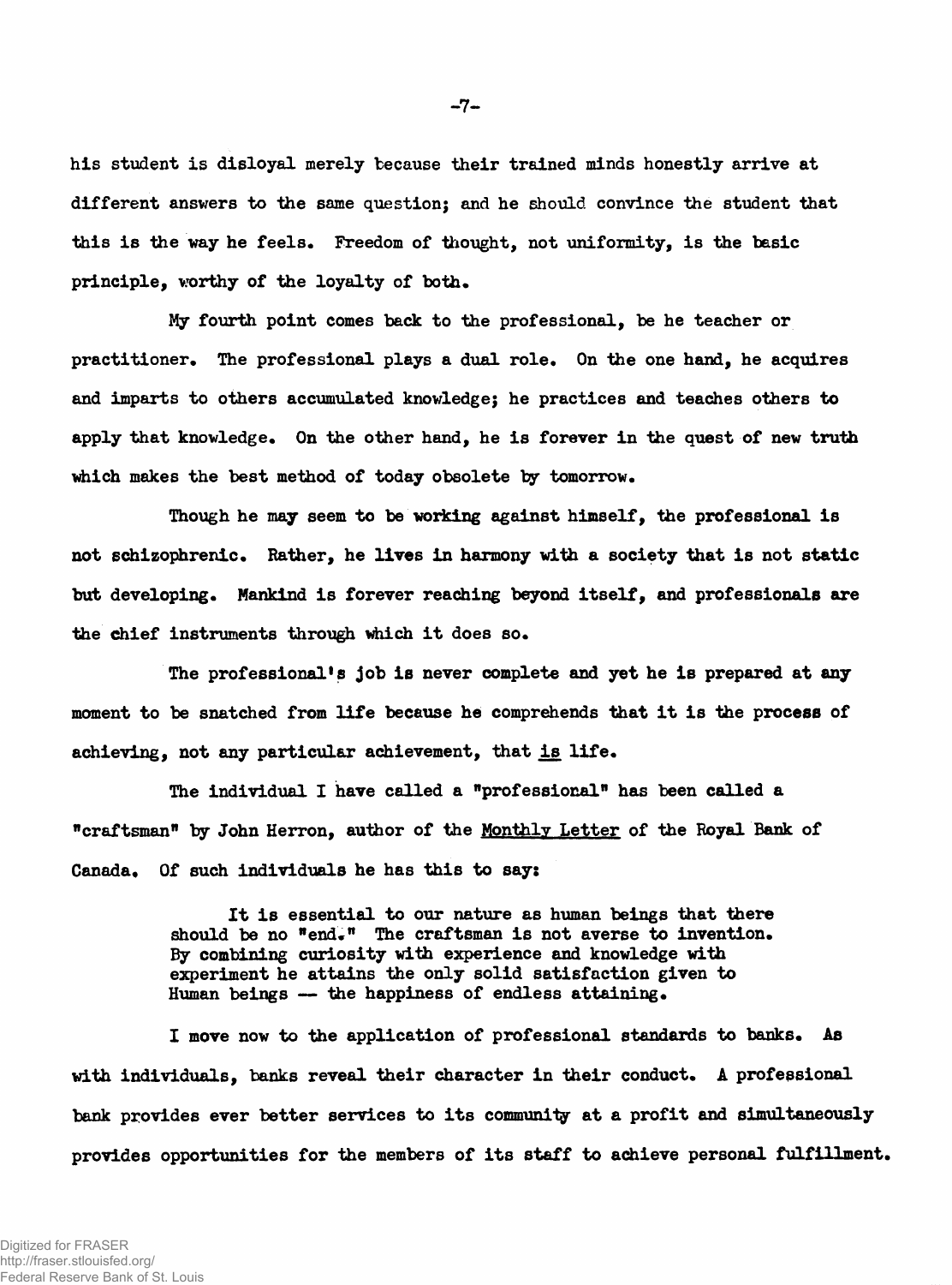his student is disloyal merely because their trained minds honestly arrive at different answers to the same question; and he should convince the student that this is the way he feels. Freedom of thought, not uniformity, is the basic principle, worthy of the loyalty of both.

My fourth point comes back to the professional, be he teacher or practitioner. The professional plays a dual role. On the one hand, he acquires and imparts to others accumulated knowledge; he practices and teaches others to apply that knowledge. On the other hand, he is forever in the quest of new truth which makes the best method of today obsolete by tomorrow.

Though he may seem to be working against himself, the professional is not schizophrenic. Rather, he lives in harmony with a society that is not static but developing. Mankind is forever reaching beyond itself, and professionals are the chief instruments through which it does so.

The professional's job is never complete and yet he is prepared at any moment to be snatched from life because he comprehends that it is the process of achieving, not any particular achievement, that <u>is</u> life.

The individual I have called a "professional" has been called a "craftsman" by John Herron, author of the <u>Monthly Letter</u> of the Royal Bank of Canada. Of such individuals he has this to say:

> It is essential to our nature as human beings that there should be no "end." The craftsman is not averse to invention. By combining curiosity with experience and knowledge with experiment he attains the only solid satisfaction given to Human beings -- the happiness of endless attaining.

I move now to the application of professional standards to banks. As with individuals, banks reveal their character in their conduct. A professional bank provides ever better services to its community at a profit and simultaneously provides opportunities for the members of its staff to achieve personal fulfillment.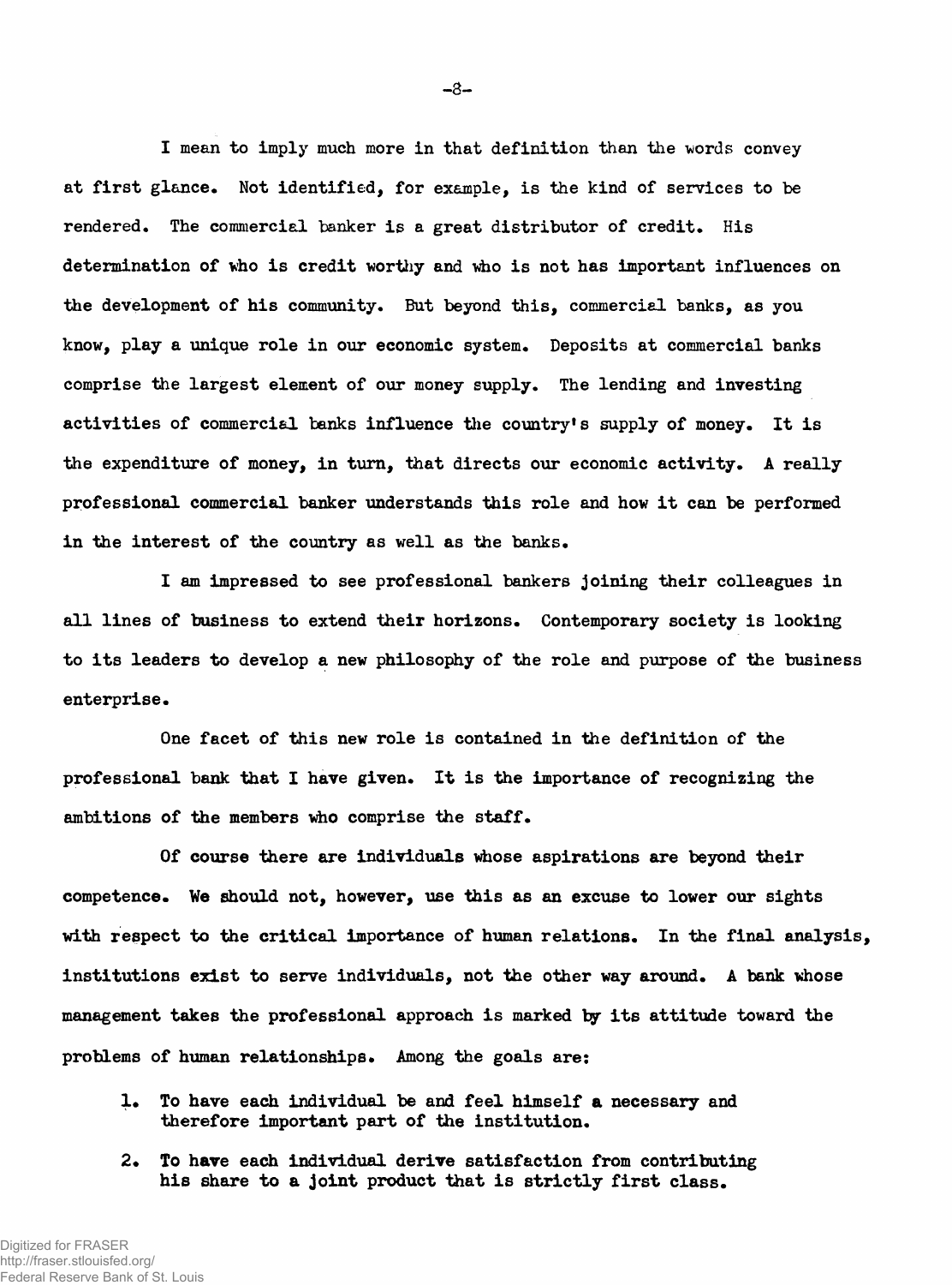I mean to imply much more in that definition than the words convey at first glance. Not identified, for example, is the kind of services to be rendered. The commercial banker is a great distributor of credit. His determination of who is credit worthy and who is not has important influences on the development of his community. But beyond this, commercial banks, as you know, play a unique role in our economic system. Deposits at commercial banks comprise the largest element of our money supply. The lending and investing activities of commercial banks influence the country's supply of money. It is the expenditure of money, in turn, that directs our economic activity. A really professional commercial banker understands this role and how it can be performed in the interest of the country as well as the banks.

I am impressed to see professional bankers joining their colleagues in all lines of business to extend their horizons. Contemporary society is looking to its leaders to develop a new philosophy of the role and purpose of the business enterprise.

One facet of this new role is contained in the definition of the professional bank that I have given. It is the importance of recognizing the ambitions of the members who comprise the staff.

Of course there are individuals whose aspirations are beyond their competence. We should not, however, use this as an excuse to lower our sights with respect to the critical importance of human relations. In the final analysis, institutions exist to serve individuals, not the other way around. A bank whose management takes the professional approach is marked by its attitude toward the problems of human relationships. Among the goals are:

1. To have each individual be and feel himself a necessary and therefore important part of the institution.
2. To have each individual derive satisfaction from contributing his share to a joint product that is strictly first class.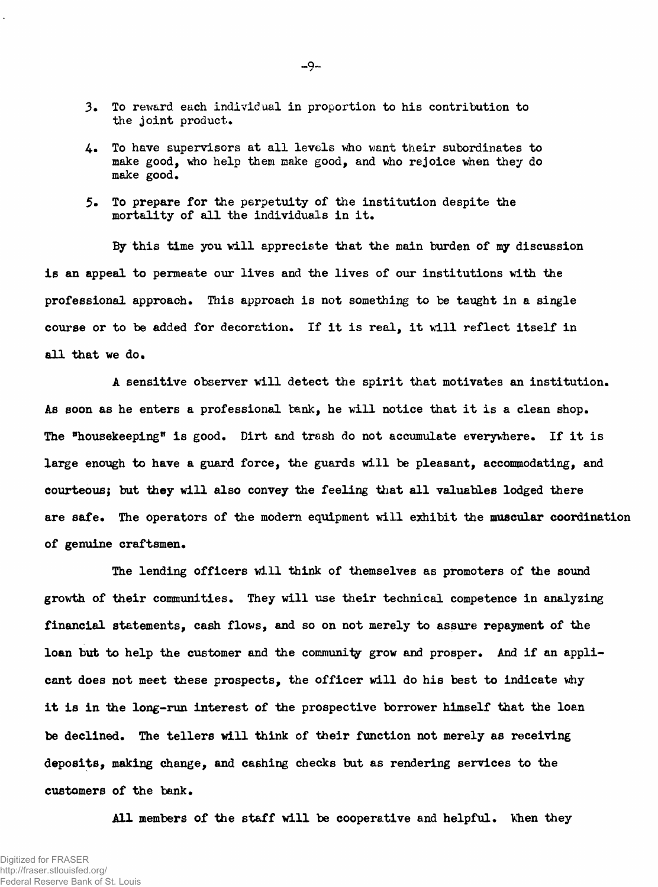3. To reward each individual in proportion to his contribution to the joint product.

4. To have supervisors at all levels who want their subordinates to make good, who help them make good, and who rejoice when they do make good.

5. To prepare for the perpetuity of the institution despite the mortality of all the individuals in it.

By this time you will appreciate that the main burden of my discussion is an appeal to permeate our lives and the lives of our institutions with the professional approach. This approach is not something to be taught in a single course or to be added for decoration. If it is real, it will reflect itself in all that we do.

A sensitive observer will detect the spirit that motivates an institution. As soon as he enters a professional bank, he will notice that it is a clean shop. The "housekeeping" is good. Dirt and trash do not accumulate everywhere. If it is large enough to have a guard force, the guards will be pleasant, accommodating, and courteous; but they will also convey the feeling that all valuables lodged there are safe. The operators of the modern equipment will exhibit the muscular coordination of genuine craftsmen.

The lending officers will think of themselves as promoters of the sound growth of their communities. They will use their technical competence in analyzing financial statements, cash flows, and so on not merely to assure repayment of the loan but to help the customer and the community grow and prosper. And if an applicant does not meet these prospects, the officer will do his best to indicate why it is in the long-run interest of the prospective borrower himself that the loan be declined. The tellers will think of their function not merely as receiving deposits, making change, and cashing checks but as rendering services to the customers of the bank.

All members of the staff will be cooperative and helpful. When they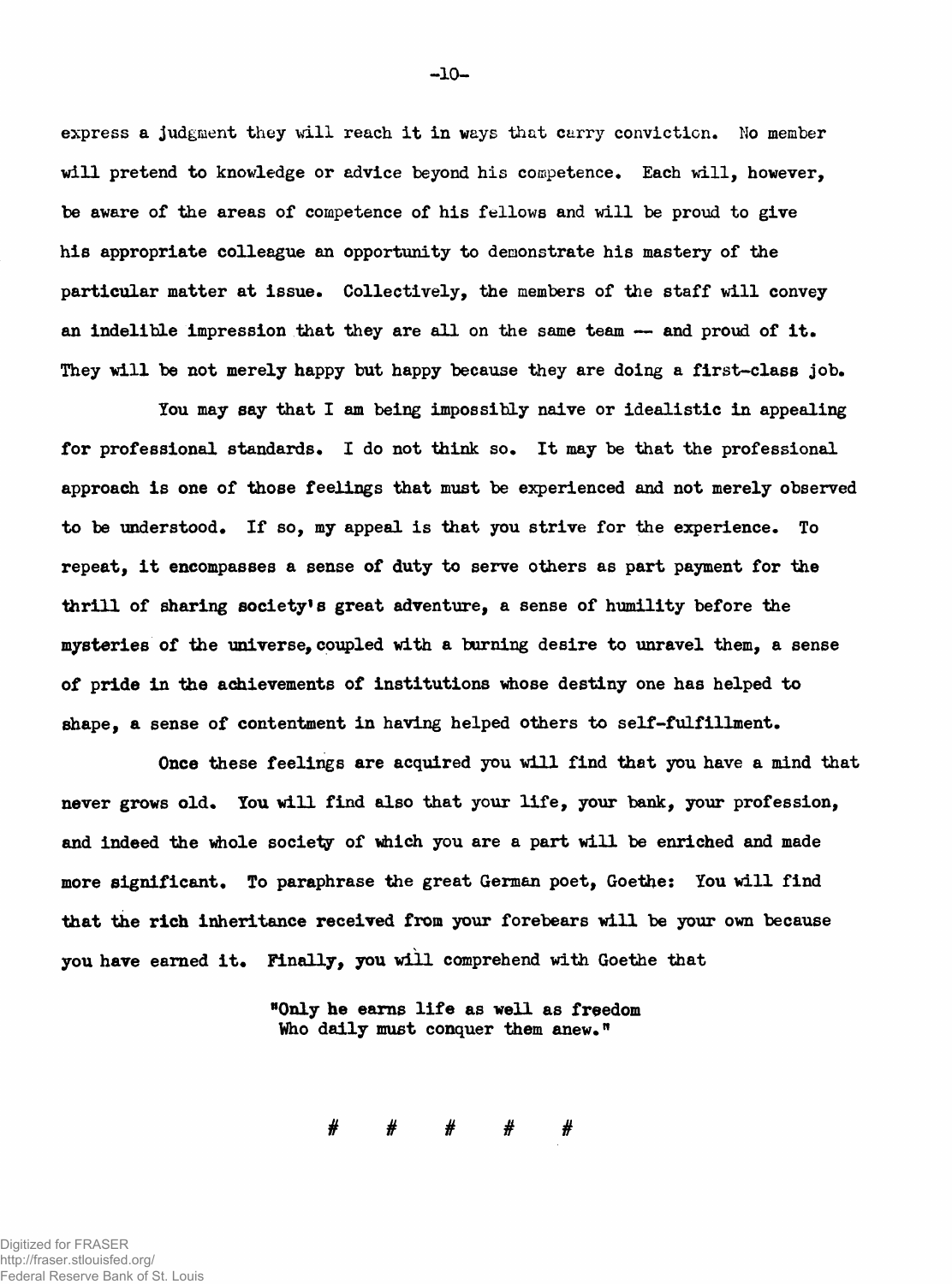express a judgment they will reach it in ways that carry conviction. No member will pretend to knowledge or advice beyond his competence. Each will, however, be aware of the areas of competence of his fellows and will be proud to give his appropriate colleague an opportunity to demonstrate his mastery of the particular matter at issue. Collectively, the members of the staff will convey an indelible impression that they are all on the same team -- and proud of it. They will be not merely happy but happy because they are doing a first-class job.

You may say that I am being impossibly naive or idealistic in appealing for professional standards. I do not think so. It may be that the professional approach is one of those feelings that must be experienced and not merely observed to be understood. If so, my appeal is that you strive for the experience. To repeat, it encompasses a sense of duty to serve others as part payment for the thrill of sharing society's great adventure, a sense of humility before the mysteries of the universe, coupled with a burning desire to unravel them, a sense of pride in the achievements of institutions whose destiny one has helped to shape, a sense of contentment in having helped others to self-fulfillment.

Once these feelings are acquired you will find that you have a mind that never grows old. You will find also that your life, your bank, your profession, and indeed the whole society of which you are a part will be enriched and made more significant. To paraphrase the great German poet, Goethe: You will find that the rich inheritance received from your forebears will be your own because you have earned it. Finally, you will comprehend with Goethe that

> "Only he earns life as well as freedom
> Who daily must conquer them anew."

# # # # #

Digitized for FRASER
http://fraser.stlouisfed.org/
Federal Reserve Bank of St. Louis